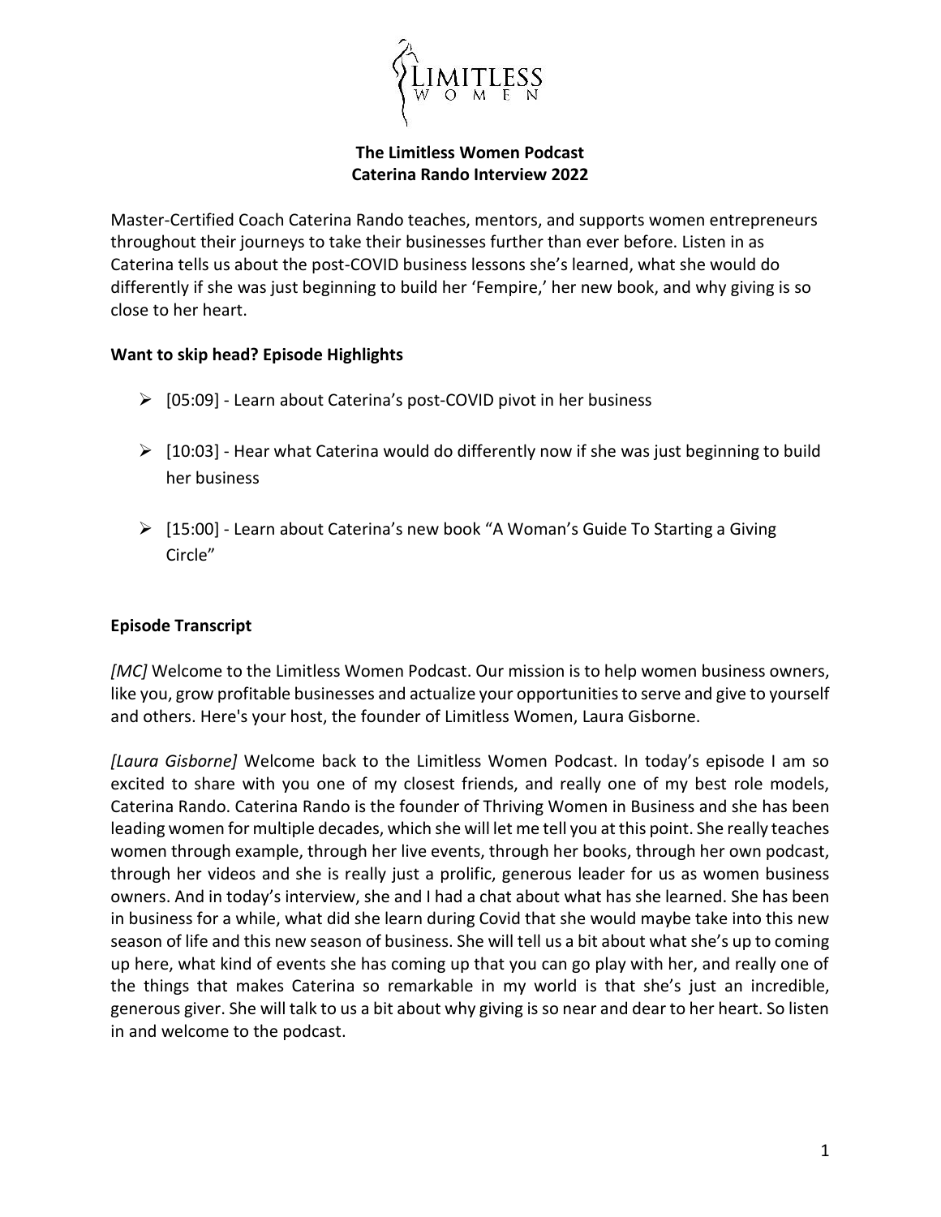LIMITLESS WOMEN

**The Limitless Women Podcast**
**Caterina Rando Interview 2022**

Master-Certified Coach Caterina Rando teaches, mentors, and supports women entrepreneurs throughout their journeys to take their businesses further than ever before. Listen in as Caterina tells us about the post-COVID business lessons she's learned, what she would do differently if she was just beginning to build her 'Fempire,' her new book, and why giving is so close to her heart.

**Want to skip head? Episode Highlights**

- [05:09] - Learn about Caterina's post-COVID pivot in her business
- [10:03] - Hear what Caterina would do differently now if she was just beginning to build her business
- [15:00] - Learn about Caterina's new book "A Woman's Guide To Starting a Giving Circle"

**Episode Transcript**

*[MC]* Welcome to the Limitless Women Podcast. Our mission is to help women business owners, like you, grow profitable businesses and actualize your opportunities to serve and give to yourself and others. Here's your host, the founder of Limitless Women, Laura Gisborne.

*[Laura Gisborne]* Welcome back to the Limitless Women Podcast. In today's episode I am so excited to share with you one of my closest friends, and really one of my best role models, Caterina Rando. Caterina Rando is the founder of Thriving Women in Business and she has been leading women for multiple decades, which she will let me tell you at this point. She really teaches women through example, through her live events, through her books, through her own podcast, through her videos and she is really just a prolific, generous leader for us as women business owners. And in today's interview, she and I had a chat about what has she learned. She has been in business for a while, what did she learn during Covid that she would maybe take into this new season of life and this new season of business. She will tell us a bit about what she's up to coming up here, what kind of events she has coming up that you can go play with her, and really one of the things that makes Caterina so remarkable in my world is that she's just an incredible, generous giver. She will talk to us a bit about why giving is so near and dear to her heart. So listen in and welcome to the podcast.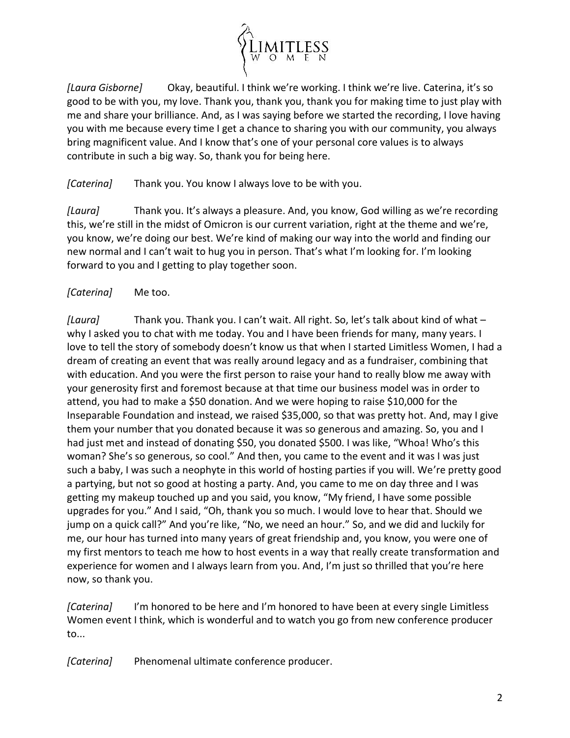*[Laura Gisborne]* Okay, beautiful. I think we're working. I think we're live. Caterina, it's so good to be with you, my love. Thank you, thank you, thank you for making time to just play with me and share your brilliance. And, as I was saying before we started the recording, I love having you with me because every time I get a chance to sharing you with our community, you always bring magnificent value. And I know that's one of your personal core values is to always contribute in such a big way. So, thank you for being here.

*[Caterina]* Thank you. You know I always love to be with you.

*[Laura]* Thank you. It's always a pleasure. And, you know, God willing as we're recording this, we're still in the midst of Omicron is our current variation, right at the theme and we're, you know, we're doing our best. We're kind of making our way into the world and finding our new normal and I can't wait to hug you in person. That's what I'm looking for. I'm looking forward to you and I getting to play together soon.

*[Caterina]* Me too.

*[Laura]* Thank you. Thank you. I can't wait. All right. So, let's talk about kind of what – why I asked you to chat with me today. You and I have been friends for many, many years. I love to tell the story of somebody doesn't know us that when I started Limitless Women, I had a dream of creating an event that was really around legacy and as a fundraiser, combining that with education. And you were the first person to raise your hand to really blow me away with your generosity first and foremost because at that time our business model was in order to attend, you had to make a $50 donation. And we were hoping to raise $10,000 for the Inseparable Foundation and instead, we raised $35,000, so that was pretty hot. And, may I give them your number that you donated because it was so generous and amazing. So, you and I had just met and instead of donating $50, you donated $500. I was like, "Whoa! Who's this woman? She's so generous, so cool." And then, you came to the event and it was I was just such a baby, I was such a neophyte in this world of hosting parties if you will. We're pretty good a partying, but not so good at hosting a party. And, you came to me on day three and I was getting my makeup touched up and you said, you know, "My friend, I have some possible upgrades for you." And I said, "Oh, thank you so much. I would love to hear that. Should we jump on a quick call?" And you're like, "No, we need an hour." So, and we did and luckily for me, our hour has turned into many years of great friendship and, you know, you were one of my first mentors to teach me how to host events in a way that really create transformation and experience for women and I always learn from you. And, I'm just so thrilled that you're here now, so thank you.

*[Caterina]* I'm honored to be here and I'm honored to have been at every single Limitless Women event I think, which is wonderful and to watch you go from new conference producer to...

*[Caterina]* Phenomenal ultimate conference producer.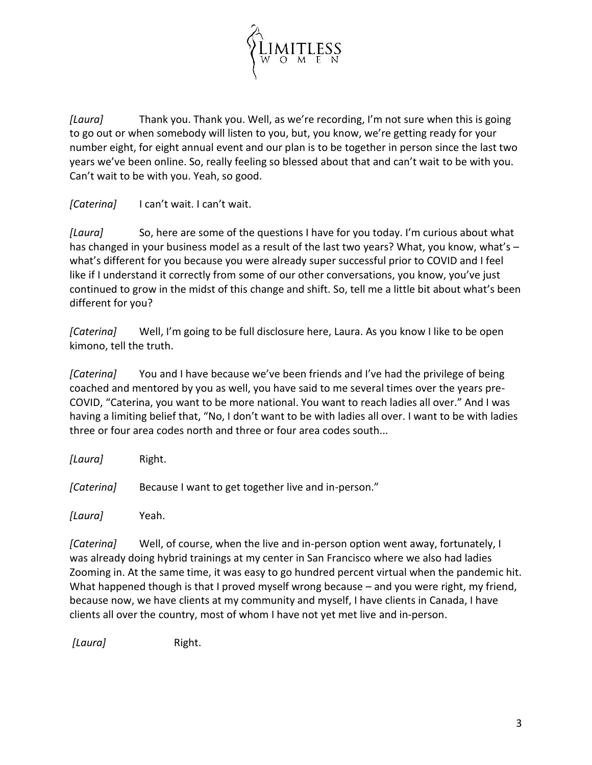*[Laura]* Thank you. Thank you. Well, as we're recording, I'm not sure when this is going to go out or when somebody will listen to you, but, you know, we're getting ready for your number eight, for eight annual event and our plan is to be together in person since the last two years we've been online. So, really feeling so blessed about that and can't wait to be with you. Can't wait to be with you. Yeah, so good.

*[Caterina]* I can't wait. I can't wait.

*[Laura]* So, here are some of the questions I have for you today. I'm curious about what has changed in your business model as a result of the last two years? What, you know, what's – what's different for you because you were already super successful prior to COVID and I feel like if I understand it correctly from some of our other conversations, you know, you've just continued to grow in the midst of this change and shift. So, tell me a little bit about what's been different for you?

*[Caterina]* Well, I'm going to be full disclosure here, Laura. As you know I like to be open kimono, tell the truth.

*[Caterina]* You and I have because we've been friends and I've had the privilege of being coached and mentored by you as well, you have said to me several times over the years pre-COVID, "Caterina, you want to be more national. You want to reach ladies all over." And I was having a limiting belief that, "No, I don't want to be with ladies all over. I want to be with ladies three or four area codes north and three or four area codes south...

*[Laura]* Right.

*[Caterina]* Because I want to get together live and in-person."

*[Laura]* Yeah.

*[Caterina]* Well, of course, when the live and in-person option went away, fortunately, I was already doing hybrid trainings at my center in San Francisco where we also had ladies Zooming in. At the same time, it was easy to go hundred percent virtual when the pandemic hit. What happened though is that I proved myself wrong because – and you were right, my friend, because now, we have clients at my community and myself, I have clients in Canada, I have clients all over the country, most of whom I have not yet met live and in-person.

*[Laura]* Right.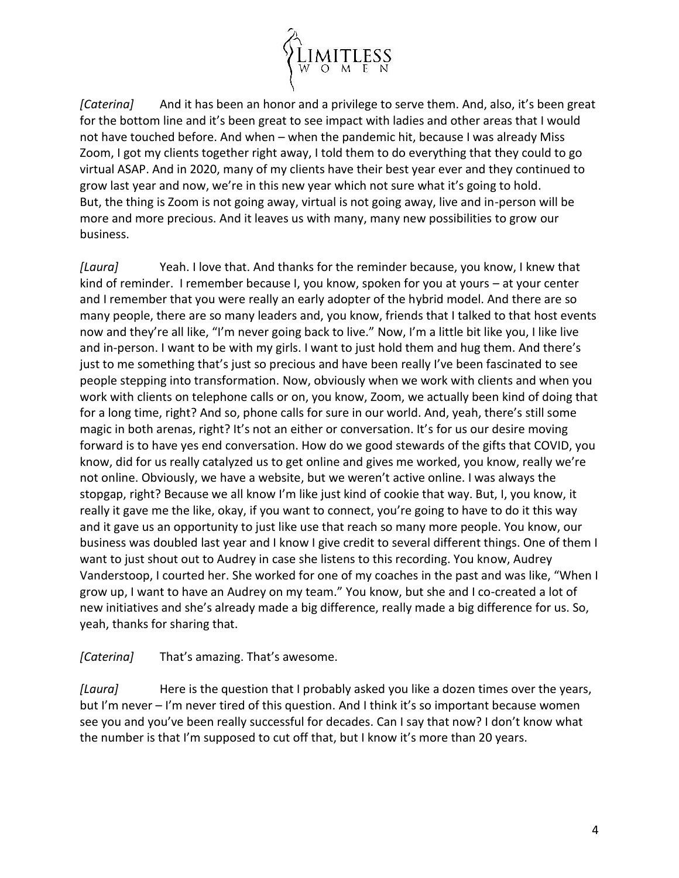*[Caterina]* And it has been an honor and a privilege to serve them. And, also, it's been great for the bottom line and it's been great to see impact with ladies and other areas that I would not have touched before. And when – when the pandemic hit, because I was already Miss Zoom, I got my clients together right away, I told them to do everything that they could to go virtual ASAP. And in 2020, many of my clients have their best year ever and they continued to grow last year and now, we're in this new year which not sure what it's going to hold. But, the thing is Zoom is not going away, virtual is not going away, live and in-person will be more and more precious. And it leaves us with many, many new possibilities to grow our business.

*[Laura]* Yeah. I love that. And thanks for the reminder because, you know, I knew that kind of reminder. I remember because I, you know, spoken for you at yours – at your center and I remember that you were really an early adopter of the hybrid model. And there are so many people, there are so many leaders and, you know, friends that I talked to that host events now and they're all like, "I'm never going back to live." Now, I'm a little bit like you, I like live and in-person. I want to be with my girls. I want to just hold them and hug them. And there's just to me something that's just so precious and have been really I've been fascinated to see people stepping into transformation. Now, obviously when we work with clients and when you work with clients on telephone calls or on, you know, Zoom, we actually been kind of doing that for a long time, right? And so, phone calls for sure in our world. And, yeah, there's still some magic in both arenas, right? It's not an either or conversation. It's for us our desire moving forward is to have yes end conversation. How do we good stewards of the gifts that COVID, you know, did for us really catalyzed us to get online and gives me worked, you know, really we're not online. Obviously, we have a website, but we weren't active online. I was always the stopgap, right? Because we all know I'm like just kind of cookie that way. But, I, you know, it really it gave me the like, okay, if you want to connect, you're going to have to do it this way and it gave us an opportunity to just like use that reach so many more people. You know, our business was doubled last year and I know I give credit to several different things. One of them I want to just shout out to Audrey in case she listens to this recording. You know, Audrey Vanderstoop, I courted her. She worked for one of my coaches in the past and was like, "When I grow up, I want to have an Audrey on my team." You know, but she and I co-created a lot of new initiatives and she's already made a big difference, really made a big difference for us. So, yeah, thanks for sharing that.

*[Caterina]* That's amazing. That's awesome.

*[Laura]* Here is the question that I probably asked you like a dozen times over the years, but I'm never – I'm never tired of this question. And I think it's so important because women see you and you've been really successful for decades. Can I say that now? I don't know what the number is that I'm supposed to cut off that, but I know it's more than 20 years.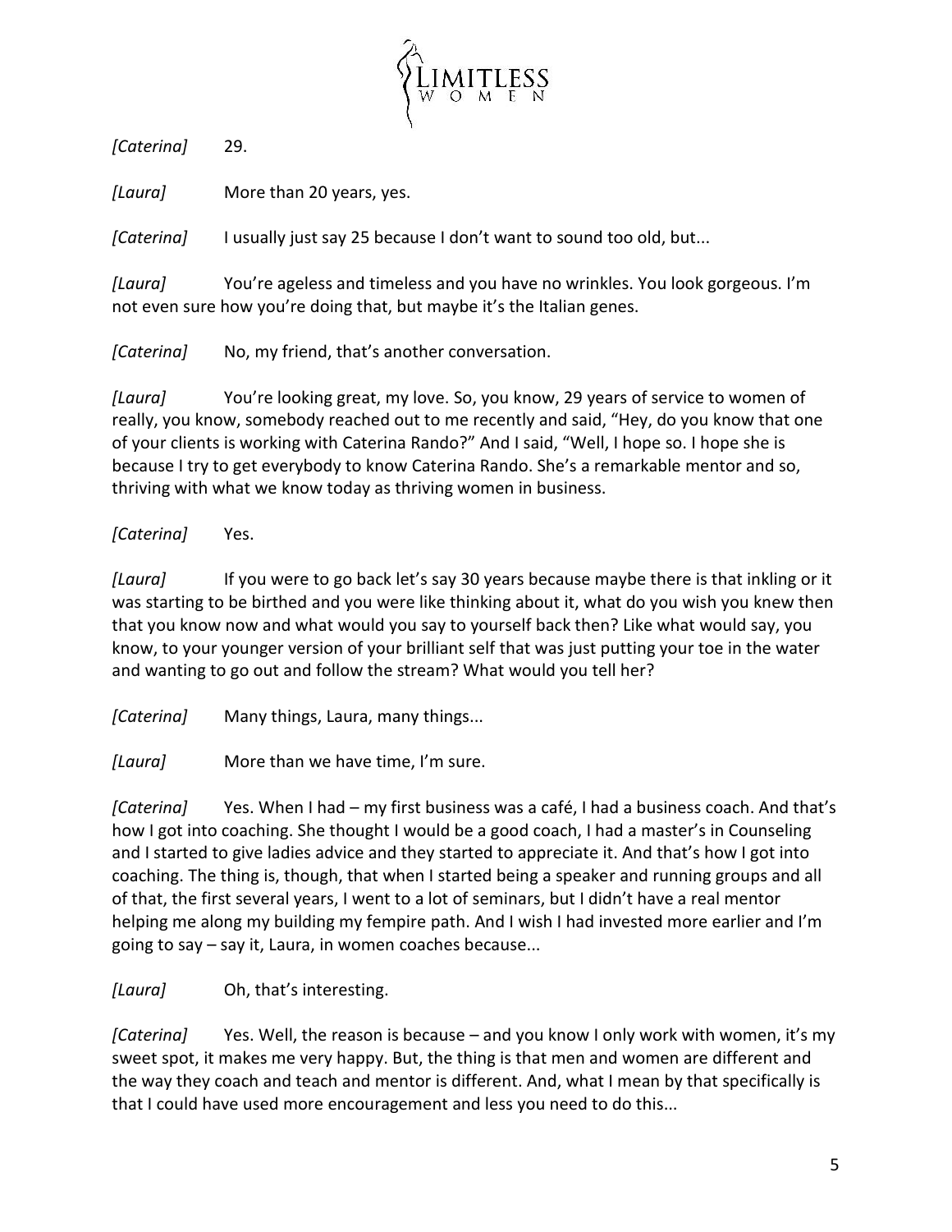*[Caterina]* 29.

*[Laura]* More than 20 years, yes.

*[Caterina]* I usually just say 25 because I don't want to sound too old, but...

*[Laura]* You're ageless and timeless and you have no wrinkles. You look gorgeous. I'm not even sure how you're doing that, but maybe it's the Italian genes.

*[Caterina]* No, my friend, that's another conversation.

*[Laura]* You're looking great, my love. So, you know, 29 years of service to women of really, you know, somebody reached out to me recently and said, "Hey, do you know that one of your clients is working with Caterina Rando?" And I said, "Well, I hope so. I hope she is because I try to get everybody to know Caterina Rando. She's a remarkable mentor and so, thriving with what we know today as thriving women in business.

*[Caterina]* Yes.

*[Laura]* If you were to go back let's say 30 years because maybe there is that inkling or it was starting to be birthed and you were like thinking about it, what do you wish you knew then that you know now and what would you say to yourself back then? Like what would say, you know, to your younger version of your brilliant self that was just putting your toe in the water and wanting to go out and follow the stream? What would you tell her?

*[Caterina]* Many things, Laura, many things...

*[Laura]* More than we have time, I'm sure.

*[Caterina]* Yes. When I had – my first business was a café, I had a business coach. And that's how I got into coaching. She thought I would be a good coach, I had a master's in Counseling and I started to give ladies advice and they started to appreciate it. And that's how I got into coaching. The thing is, though, that when I started being a speaker and running groups and all of that, the first several years, I went to a lot of seminars, but I didn't have a real mentor helping me along my building my fempire path. And I wish I had invested more earlier and I'm going to say – say it, Laura, in women coaches because...

*[Laura]* Oh, that's interesting.

*[Caterina]* Yes. Well, the reason is because – and you know I only work with women, it's my sweet spot, it makes me very happy. But, the thing is that men and women are different and the way they coach and teach and mentor is different. And, what I mean by that specifically is that I could have used more encouragement and less you need to do this...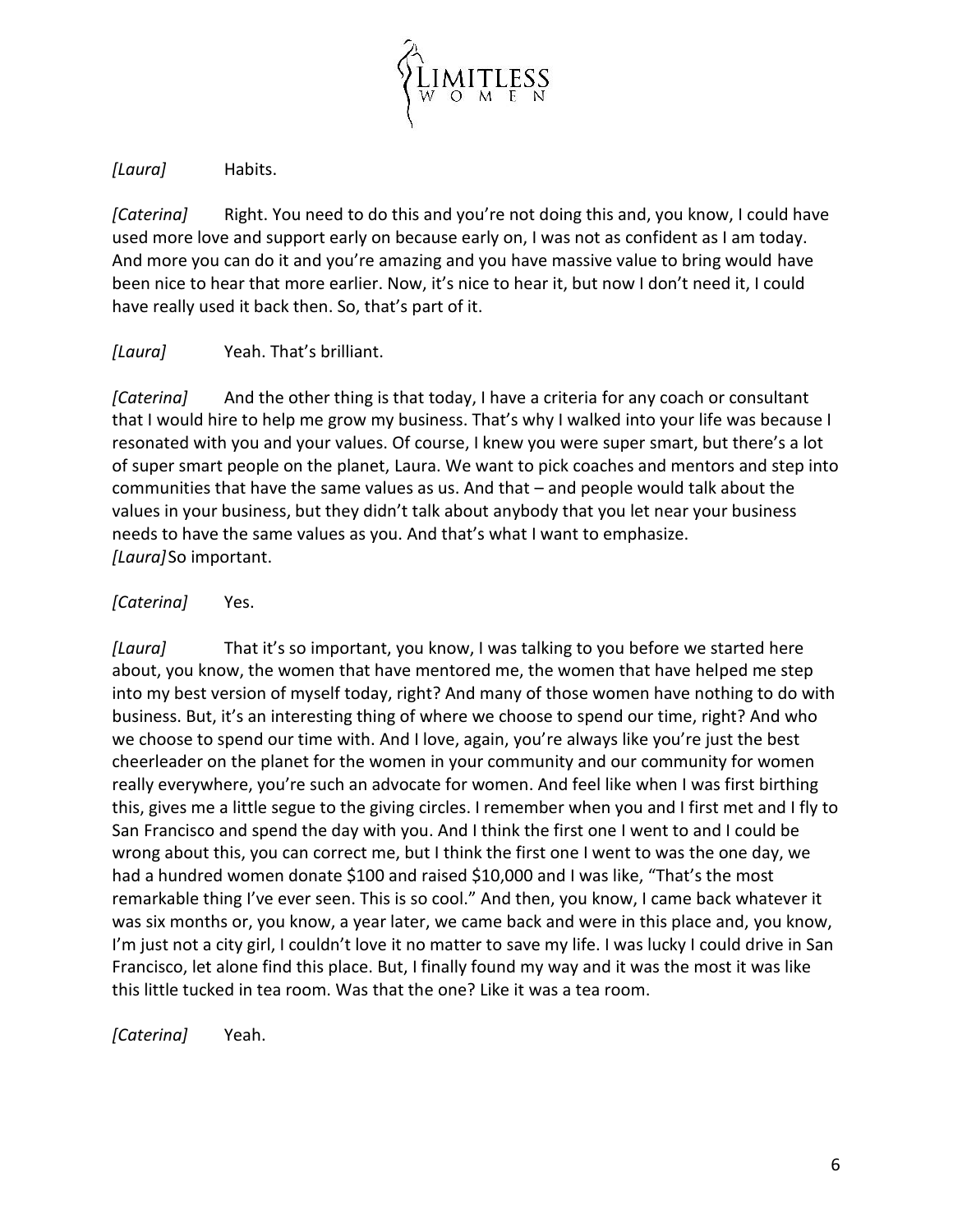*[Laura]* Habits.

*[Caterina]* Right. You need to do this and you're not doing this and, you know, I could have used more love and support early on because early on, I was not as confident as I am today. And more you can do it and you're amazing and you have massive value to bring would have been nice to hear that more earlier. Now, it's nice to hear it, but now I don't need it, I could have really used it back then. So, that's part of it.

*[Laura]* Yeah. That's brilliant.

*[Caterina]* And the other thing is that today, I have a criteria for any coach or consultant that I would hire to help me grow my business. That's why I walked into your life was because I resonated with you and your values. Of course, I knew you were super smart, but there's a lot of super smart people on the planet, Laura. We want to pick coaches and mentors and step into communities that have the same values as us. And that – and people would talk about the values in your business, but they didn't talk about anybody that you let near your business needs to have the same values as you. And that's what I want to emphasize.
*[Laura]* So important.

*[Caterina]* Yes.

*[Laura]* That it's so important, you know, I was talking to you before we started here about, you know, the women that have mentored me, the women that have helped me step into my best version of myself today, right? And many of those women have nothing to do with business. But, it's an interesting thing of where we choose to spend our time, right? And who we choose to spend our time with. And I love, again, you're always like you're just the best cheerleader on the planet for the women in your community and our community for women really everywhere, you're such an advocate for women. And feel like when I was first birthing this, gives me a little segue to the giving circles. I remember when you and I first met and I fly to San Francisco and spend the day with you. And I think the first one I went to and I could be wrong about this, you can correct me, but I think the first one I went to was the one day, we had a hundred women donate $100 and raised $10,000 and I was like, "That's the most remarkable thing I've ever seen. This is so cool." And then, you know, I came back whatever it was six months or, you know, a year later, we came back and were in this place and, you know, I'm just not a city girl, I couldn't love it no matter to save my life. I was lucky I could drive in San Francisco, let alone find this place. But, I finally found my way and it was the most it was like this little tucked in tea room. Was that the one? Like it was a tea room.

*[Caterina]* Yeah.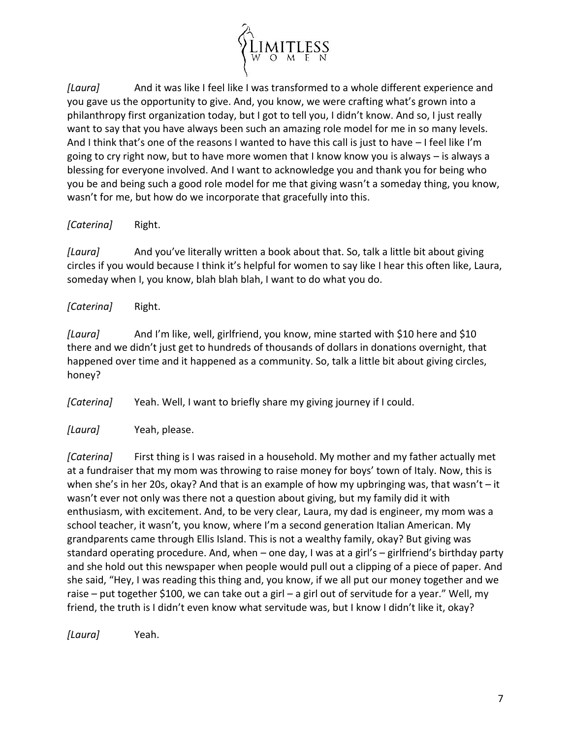*[Laura]* And it was like I feel like I was transformed to a whole different experience and you gave us the opportunity to give. And, you know, we were crafting what's grown into a philanthropy first organization today, but I got to tell you, I didn't know. And so, I just really want to say that you have always been such an amazing role model for me in so many levels. And I think that's one of the reasons I wanted to have this call is just to have – I feel like I'm going to cry right now, but to have more women that I know know you is always – is always a blessing for everyone involved. And I want to acknowledge you and thank you for being who you be and being such a good role model for me that giving wasn't a someday thing, you know, wasn't for me, but how do we incorporate that gracefully into this.

*[Caterina]* Right.

*[Laura]* And you've literally written a book about that. So, talk a little bit about giving circles if you would because I think it's helpful for women to say like I hear this often like, Laura, someday when I, you know, blah blah blah, I want to do what you do.

*[Caterina]* Right.

*[Laura]* And I'm like, well, girlfriend, you know, mine started with $10 here and $10 there and we didn't just get to hundreds of thousands of dollars in donations overnight, that happened over time and it happened as a community. So, talk a little bit about giving circles, honey?

*[Caterina]* Yeah. Well, I want to briefly share my giving journey if I could.

*[Laura]* Yeah, please.

*[Caterina]* First thing is I was raised in a household. My mother and my father actually met at a fundraiser that my mom was throwing to raise money for boys' town of Italy. Now, this is when she's in her 20s, okay? And that is an example of how my upbringing was, that wasn't – it wasn't ever not only was there not a question about giving, but my family did it with enthusiasm, with excitement. And, to be very clear, Laura, my dad is engineer, my mom was a school teacher, it wasn't, you know, where I'm a second generation Italian American. My grandparents came through Ellis Island. This is not a wealthy family, okay? But giving was standard operating procedure. And, when – one day, I was at a girl's – girlfriend's birthday party and she hold out this newspaper when people would pull out a clipping of a piece of paper. And she said, "Hey, I was reading this thing and, you know, if we all put our money together and we raise – put together $100, we can take out a girl – a girl out of servitude for a year." Well, my friend, the truth is I didn't even know what servitude was, but I know I didn't like it, okay?

*[Laura]* Yeah.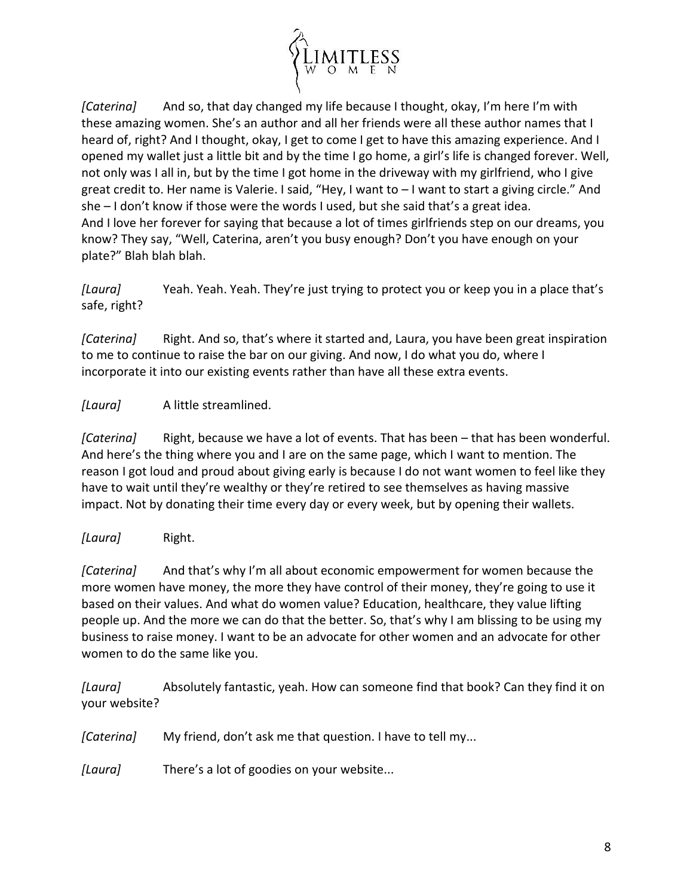*[Caterina]* And so, that day changed my life because I thought, okay, I'm here I'm with these amazing women. She's an author and all her friends were all these author names that I heard of, right? And I thought, okay, I get to come I get to have this amazing experience. And I opened my wallet just a little bit and by the time I go home, a girl's life is changed forever. Well, not only was I all in, but by the time I got home in the driveway with my girlfriend, who I give great credit to. Her name is Valerie. I said, "Hey, I want to – I want to start a giving circle." And she – I don't know if those were the words I used, but she said that's a great idea.
And I love her forever for saying that because a lot of times girlfriends step on our dreams, you know? They say, "Well, Caterina, aren't you busy enough? Don't you have enough on your plate?" Blah blah blah.

*[Laura]* Yeah. Yeah. Yeah. They're just trying to protect you or keep you in a place that's safe, right?

*[Caterina]* Right. And so, that's where it started and, Laura, you have been great inspiration to me to continue to raise the bar on our giving. And now, I do what you do, where I incorporate it into our existing events rather than have all these extra events.

*[Laura]* A little streamlined.

*[Caterina]* Right, because we have a lot of events. That has been – that has been wonderful. And here's the thing where you and I are on the same page, which I want to mention. The reason I got loud and proud about giving early is because I do not want women to feel like they have to wait until they're wealthy or they're retired to see themselves as having massive impact. Not by donating their time every day or every week, but by opening their wallets.

*[Laura]* Right.

*[Caterina]* And that's why I'm all about economic empowerment for women because the more women have money, the more they have control of their money, they're going to use it based on their values. And what do women value? Education, healthcare, they value lifting people up. And the more we can do that the better. So, that's why I am blissing to be using my business to raise money. I want to be an advocate for other women and an advocate for other women to do the same like you.

*[Laura]* Absolutely fantastic, yeah. How can someone find that book? Can they find it on your website?

*[Caterina]* My friend, don't ask me that question. I have to tell my...

*[Laura]* There's a lot of goodies on your website...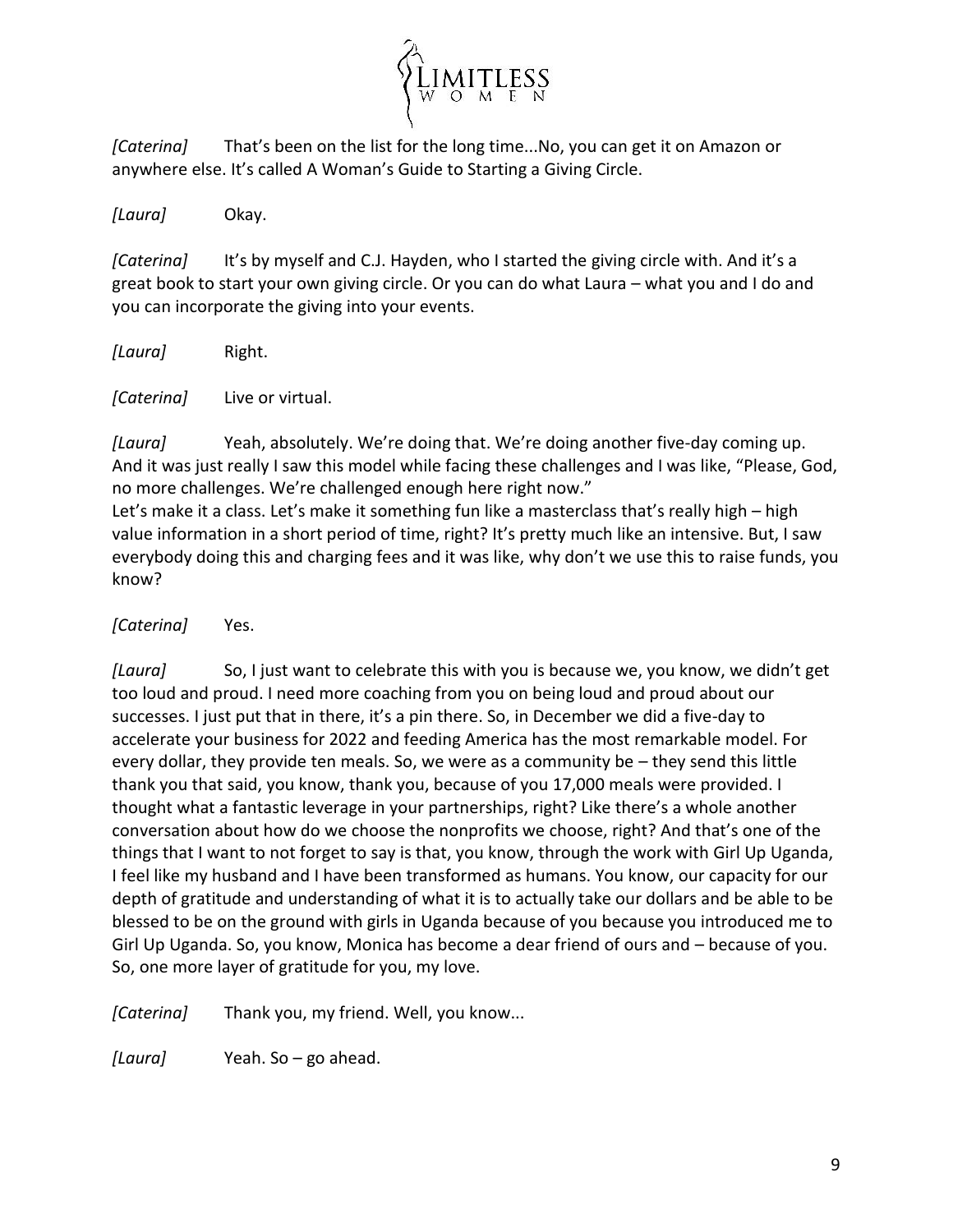*[Caterina]* That's been on the list for the long time...No, you can get it on Amazon or anywhere else. It's called A Woman's Guide to Starting a Giving Circle.

*[Laura]* Okay.

*[Caterina]* It's by myself and C.J. Hayden, who I started the giving circle with. And it's a great book to start your own giving circle. Or you can do what Laura – what you and I do and you can incorporate the giving into your events.

*[Laura]* Right.

*[Caterina]* Live or virtual.

*[Laura]* Yeah, absolutely. We're doing that. We're doing another five-day coming up. And it was just really I saw this model while facing these challenges and I was like, "Please, God, no more challenges. We're challenged enough here right now."
Let's make it a class. Let's make it something fun like a masterclass that's really high – high value information in a short period of time, right? It's pretty much like an intensive. But, I saw everybody doing this and charging fees and it was like, why don't we use this to raise funds, you know?

*[Caterina]* Yes.

*[Laura]* So, I just want to celebrate this with you is because we, you know, we didn't get too loud and proud. I need more coaching from you on being loud and proud about our successes. I just put that in there, it's a pin there. So, in December we did a five-day to accelerate your business for 2022 and feeding America has the most remarkable model. For every dollar, they provide ten meals. So, we were as a community be – they send this little thank you that said, you know, thank you, because of you 17,000 meals were provided. I thought what a fantastic leverage in your partnerships, right? Like there's a whole another conversation about how do we choose the nonprofits we choose, right? And that's one of the things that I want to not forget to say is that, you know, through the work with Girl Up Uganda, I feel like my husband and I have been transformed as humans. You know, our capacity for our depth of gratitude and understanding of what it is to actually take our dollars and be able to be blessed to be on the ground with girls in Uganda because of you because you introduced me to Girl Up Uganda. So, you know, Monica has become a dear friend of ours and – because of you. So, one more layer of gratitude for you, my love.

*[Caterina]* Thank you, my friend. Well, you know...

*[Laura]* Yeah. So – go ahead.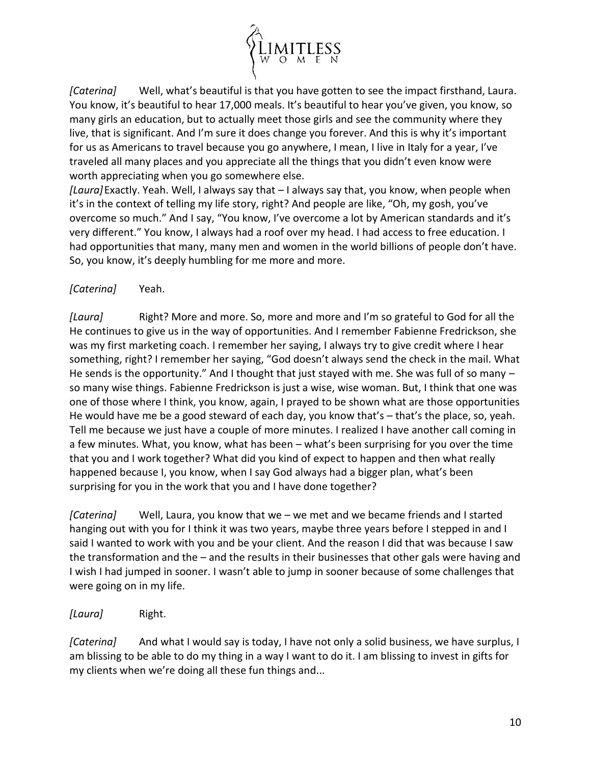*[Caterina]* Well, what's beautiful is that you have gotten to see the impact firsthand, Laura. You know, it's beautiful to hear 17,000 meals. It's beautiful to hear you've given, you know, so many girls an education, but to actually meet those girls and see the community where they live, that is significant. And I'm sure it does change you forever. And this is why it's important for us as Americans to travel because you go anywhere, I mean, I live in Italy for a year, I've traveled all many places and you appreciate all the things that you didn't even know were worth appreciating when you go somewhere else.

*[Laura]* Exactly. Yeah. Well, I always say that – I always say that, you know, when people when it's in the context of telling my life story, right? And people are like, "Oh, my gosh, you've overcome so much." And I say, "You know, I've overcome a lot by American standards and it's very different." You know, I always had a roof over my head. I had access to free education. I had opportunities that many, many men and women in the world billions of people don't have. So, you know, it's deeply humbling for me more and more.

*[Caterina]* Yeah.

*[Laura]* Right? More and more. So, more and more and I'm so grateful to God for all the He continues to give us in the way of opportunities. And I remember Fabienne Fredrickson, she was my first marketing coach. I remember her saying, I always try to give credit where I hear something, right? I remember her saying, "God doesn't always send the check in the mail. What He sends is the opportunity." And I thought that just stayed with me. She was full of so many – so many wise things. Fabienne Fredrickson is just a wise, wise woman. But, I think that one was one of those where I think, you know, again, I prayed to be shown what are those opportunities He would have me be a good steward of each day, you know that's – that's the place, so, yeah. Tell me because we just have a couple of more minutes. I realized I have another call coming in a few minutes. What, you know, what has been – what's been surprising for you over the time that you and I work together? What did you kind of expect to happen and then what really happened because I, you know, when I say God always had a bigger plan, what's been surprising for you in the work that you and I have done together?

*[Caterina]* Well, Laura, you know that we – we met and we became friends and I started hanging out with you for I think it was two years, maybe three years before I stepped in and I said I wanted to work with you and be your client. And the reason I did that was because I saw the transformation and the – and the results in their businesses that other gals were having and I wish I had jumped in sooner. I wasn't able to jump in sooner because of some challenges that were going on in my life.

*[Laura]* Right.

*[Caterina]* And what I would say is today, I have not only a solid business, we have surplus, I am blissing to be able to do my thing in a way I want to do it. I am blissing to invest in gifts for my clients when we're doing all these fun things and...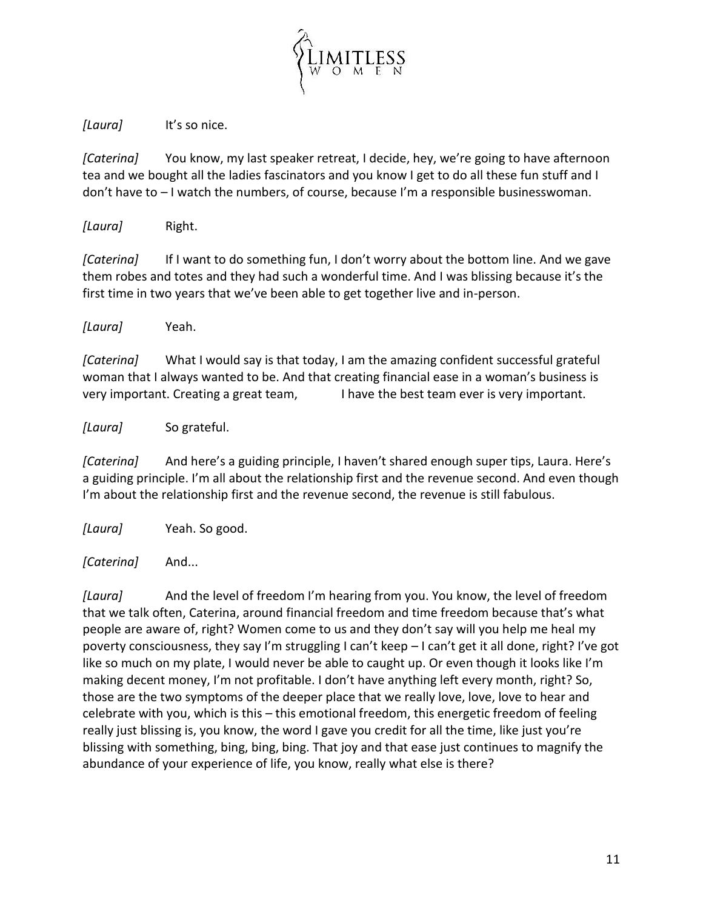*[Laura]* It's so nice.

*[Caterina]* You know, my last speaker retreat, I decide, hey, we're going to have afternoon tea and we bought all the ladies fascinators and you know I get to do all these fun stuff and I don't have to – I watch the numbers, of course, because I'm a responsible businesswoman.

*[Laura]* Right.

*[Caterina]* If I want to do something fun, I don't worry about the bottom line. And we gave them robes and totes and they had such a wonderful time. And I was blissing because it's the first time in two years that we've been able to get together live and in-person.

*[Laura]* Yeah.

*[Caterina]* What I would say is that today, I am the amazing confident successful grateful woman that I always wanted to be. And that creating financial ease in a woman's business is very important. Creating a great team, I have the best team ever is very important.

*[Laura]* So grateful.

*[Caterina]* And here's a guiding principle, I haven't shared enough super tips, Laura. Here's a guiding principle. I'm all about the relationship first and the revenue second. And even though I'm about the relationship first and the revenue second, the revenue is still fabulous.

*[Laura]* Yeah. So good.

*[Caterina]* And...

*[Laura]* And the level of freedom I'm hearing from you. You know, the level of freedom that we talk often, Caterina, around financial freedom and time freedom because that's what people are aware of, right? Women come to us and they don't say will you help me heal my poverty consciousness, they say I'm struggling I can't keep – I can't get it all done, right? I've got like so much on my plate, I would never be able to caught up. Or even though it looks like I'm making decent money, I'm not profitable. I don't have anything left every month, right? So, those are the two symptoms of the deeper place that we really love, love, love to hear and celebrate with you, which is this – this emotional freedom, this energetic freedom of feeling really just blissing is, you know, the word I gave you credit for all the time, like just you're blissing with something, bing, bing, bing. That joy and that ease just continues to magnify the abundance of your experience of life, you know, really what else is there?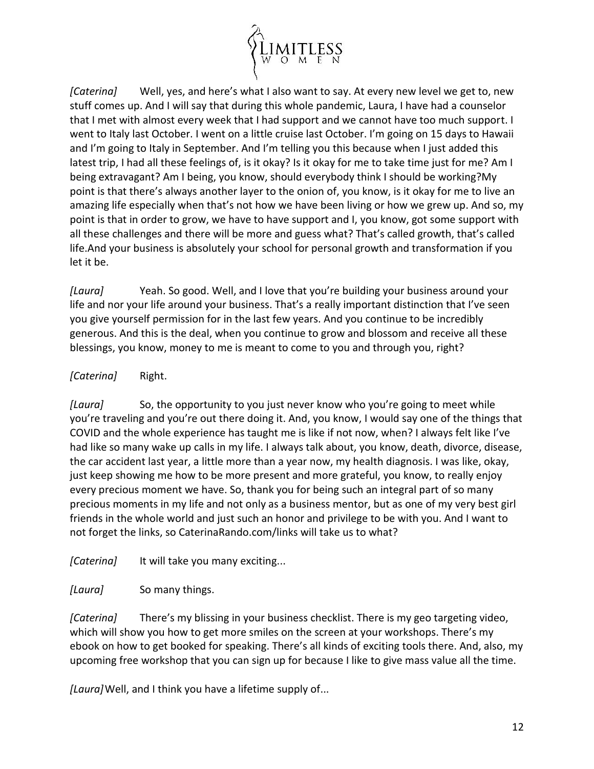*[Caterina]* Well, yes, and here's what I also want to say. At every new level we get to, new stuff comes up. And I will say that during this whole pandemic, Laura, I have had a counselor that I met with almost every week that I had support and we cannot have too much support. I went to Italy last October. I went on a little cruise last October. I'm going on 15 days to Hawaii and I'm going to Italy in September. And I'm telling you this because when I just added this latest trip, I had all these feelings of, is it okay? Is it okay for me to take time just for me? Am I being extravagant? Am I being, you know, should everybody think I should be working?My point is that there's always another layer to the onion of, you know, is it okay for me to live an amazing life especially when that's not how we have been living or how we grew up. And so, my point is that in order to grow, we have to have support and I, you know, got some support with all these challenges and there will be more and guess what? That's called growth, that's called life.And your business is absolutely your school for personal growth and transformation if you let it be.

*[Laura]* Yeah. So good. Well, and I love that you're building your business around your life and nor your life around your business. That's a really important distinction that I've seen you give yourself permission for in the last few years. And you continue to be incredibly generous. And this is the deal, when you continue to grow and blossom and receive all these blessings, you know, money to me is meant to come to you and through you, right?

*[Caterina]* Right.

*[Laura]* So, the opportunity to you just never know who you're going to meet while you're traveling and you're out there doing it. And, you know, I would say one of the things that COVID and the whole experience has taught me is like if not now, when? I always felt like I've had like so many wake up calls in my life. I always talk about, you know, death, divorce, disease, the car accident last year, a little more than a year now, my health diagnosis. I was like, okay, just keep showing me how to be more present and more grateful, you know, to really enjoy every precious moment we have. So, thank you for being such an integral part of so many precious moments in my life and not only as a business mentor, but as one of my very best girl friends in the whole world and just such an honor and privilege to be with you. And I want to not forget the links, so CaterinaRando.com/links will take us to what?

*[Caterina]* It will take you many exciting...

*[Laura]* So many things.

*[Caterina]* There's my blissing in your business checklist. There is my geo targeting video, which will show you how to get more smiles on the screen at your workshops. There's my ebook on how to get booked for speaking. There's all kinds of exciting tools there. And, also, my upcoming free workshop that you can sign up for because I like to give mass value all the time.

*[Laura]* Well, and I think you have a lifetime supply of...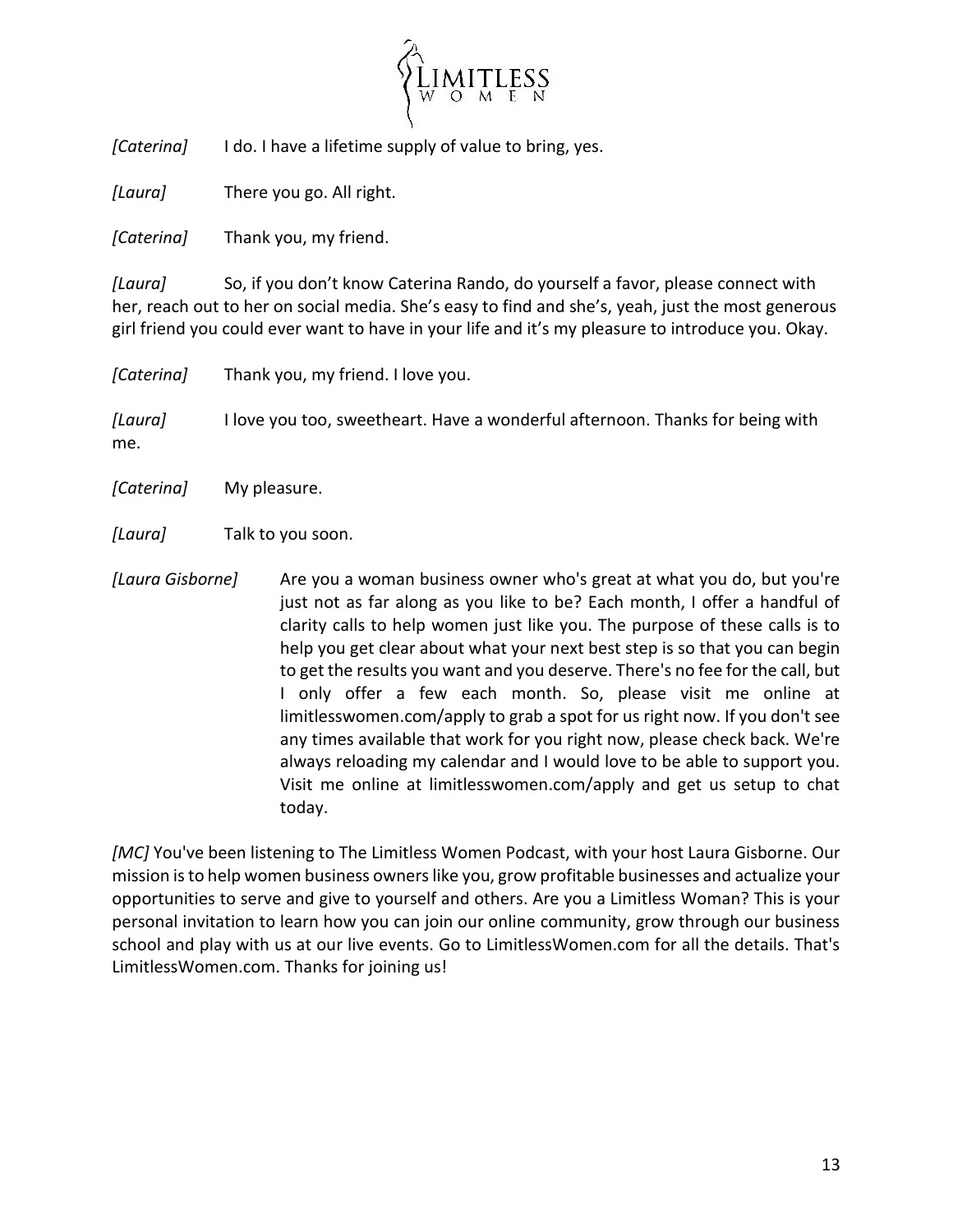*[Caterina]* I do. I have a lifetime supply of value to bring, yes.

*[Laura]* There you go. All right.

*[Caterina]* Thank you, my friend.

*[Laura]* So, if you don't know Caterina Rando, do yourself a favor, please connect with her, reach out to her on social media. She's easy to find and she's, yeah, just the most generous girl friend you could ever want to have in your life and it's my pleasure to introduce you. Okay.

*[Caterina]* Thank you, my friend. I love you.

*[Laura]* I love you too, sweetheart. Have a wonderful afternoon. Thanks for being with me.

*[Caterina]* My pleasure.

*[Laura]* Talk to you soon.

*[Laura Gisborne]* Are you a woman business owner who's great at what you do, but you're just not as far along as you like to be? Each month, I offer a handful of clarity calls to help women just like you. The purpose of these calls is to help you get clear about what your next best step is so that you can begin to get the results you want and you deserve. There's no fee for the call, but I only offer a few each month. So, please visit me online at limitlesswomen.com/apply to grab a spot for us right now. If you don't see any times available that work for you right now, please check back. We're always reloading my calendar and I would love to be able to support you. Visit me online at limitlesswomen.com/apply and get us setup to chat today.

*[MC]* You've been listening to The Limitless Women Podcast, with your host Laura Gisborne. Our mission is to help women business owners like you, grow profitable businesses and actualize your opportunities to serve and give to yourself and others. Are you a Limitless Woman? This is your personal invitation to learn how you can join our online community, grow through our business school and play with us at our live events. Go to LimitlessWomen.com for all the details. That's LimitlessWomen.com. Thanks for joining us!